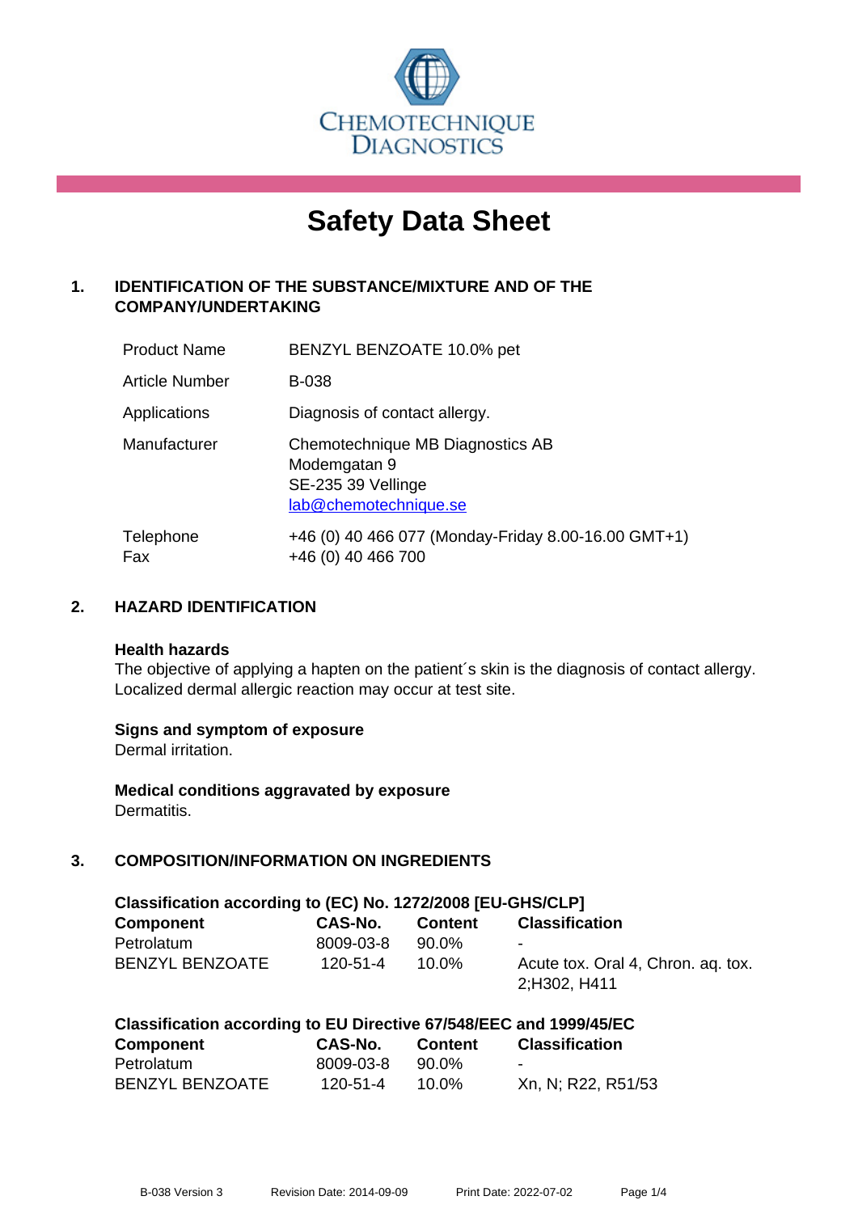CHEMOTECHNIQUE DIAGNOSTICS

# Safety Data Sheet

## 1. IDENTIFICATION OF THE SUBSTANCE/MIXTURE AND OF THE COMPANY/UNDERTAKING

| | |
|---|---|
| Product Name | BENZYL BENZOATE 10.0% pet |
| Article Number | B-038 |
| Applications | Diagnosis of contact allergy. |
| Manufacturer | Chemotechnique MB Diagnostics AB<br>Modemgatan 9<br>SE-235 39 Vellinge<br>lab@chemotechnique.se |
| Telephone<br>Fax | +46 (0) 40 466 077 (Monday-Friday 8.00-16.00 GMT+1)<br>+46 (0) 40 466 700 |

## 2. HAZARD IDENTIFICATION

**Health hazards**
The objective of applying a hapten on the patient´s skin is the diagnosis of contact allergy. Localized dermal allergic reaction may occur at test site.

**Signs and symptom of exposure**
Dermal irritation.

**Medical conditions aggravated by exposure**
Dermatitis.

## 3. COMPOSITION/INFORMATION ON INGREDIENTS

**Classification according to (EC) No. 1272/2008 [EU-GHS/CLP]**

| Component | CAS-No. | Content | Classification |
|---|---|---|---|
| Petrolatum | 8009-03-8 | 90.0% | - |
| BENZYL BENZOATE | 120-51-4 | 10.0% | Acute tox. Oral 4, Chron. aq. tox. 2;H302, H411 |

**Classification according to EU Directive 67/548/EEC and 1999/45/EC**

| Component | CAS-No. | Content | Classification |
|---|---|---|---|
| Petrolatum | 8009-03-8 | 90.0% | - |
| BENZYL BENZOATE | 120-51-4 | 10.0% | Xn, N; R22, R51/53 |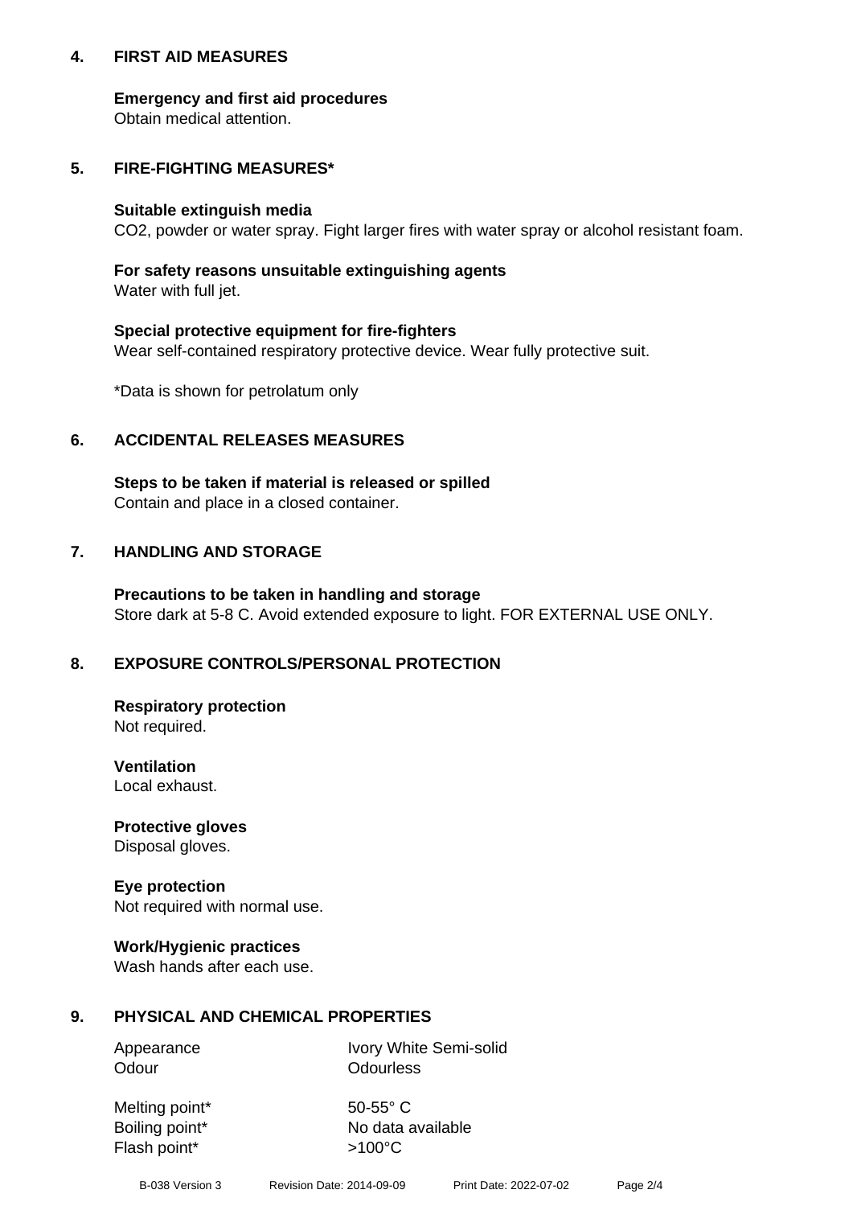## 4. FIRST AID MEASURES

**Emergency and first aid procedures**
Obtain medical attention.

## 5. FIRE-FIGHTING MEASURES*

**Suitable extinguish media**
$CO_2$, powder or water spray. Fight larger fires with water spray or alcohol resistant foam.

**For safety reasons unsuitable extinguishing agents**
Water with full jet.

**Special protective equipment for fire-fighters**
Wear self-contained respiratory protective device. Wear fully protective suit.

*Data is shown for petrolatum only

## 6. ACCIDENTAL RELEASES MEASURES

**Steps to be taken if material is released or spilled**
Contain and place in a closed container.

## 7. HANDLING AND STORAGE

**Precautions to be taken in handling and storage**
Store dark at 5-8 C. Avoid extended exposure to light. FOR EXTERNAL USE ONLY.

## 8. EXPOSURE CONTROLS/PERSONAL PROTECTION

**Respiratory protection**
Not required.

**Ventilation**
Local exhaust.

**Protective gloves**
Disposal gloves.

**Eye protection**
Not required with normal use.

**Work/Hygienic practices**
Wash hands after each use.

## 9. PHYSICAL AND CHEMICAL PROPERTIES

| | |
|---|---|
| Appearance | Ivory White Semi-solid |
| Odour | Odourless |
| Melting point* | 50-55° C |
| Boiling point* | No data available |
| Flash point* | >100°C |

B-038 Version 3    Revision Date: 2014-09-09    Print Date: 2022-07-02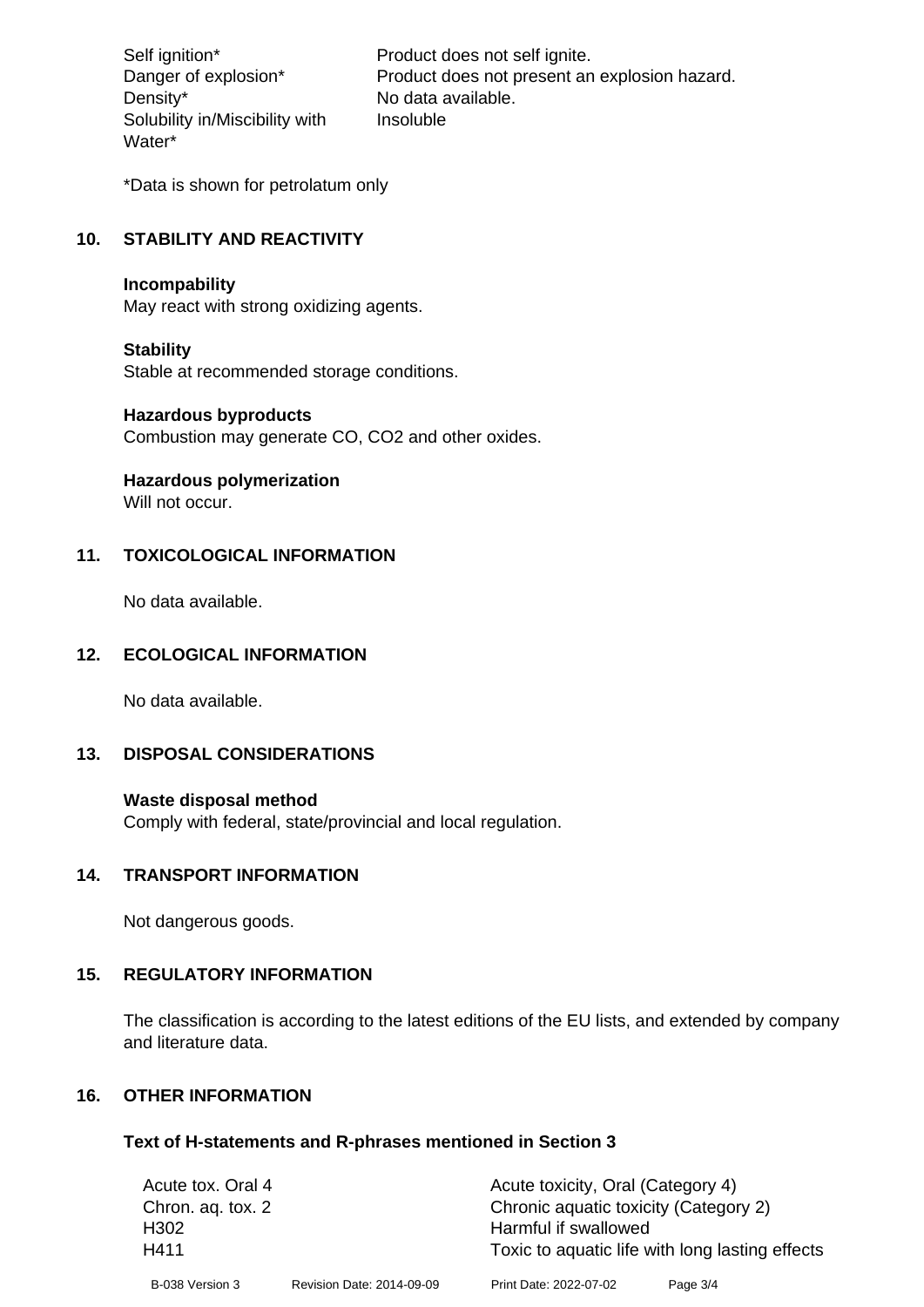| | |
|---|---|
| Self ignition* | Product does not self ignite. |
| Danger of explosion* | Product does not present an explosion hazard. |
| Density* | No data available. |
| Solubility in/Miscibility with Water* | Insoluble |

*Data is shown for petrolatum only

## 10. STABILITY AND REACTIVITY

**Incompability**
May react with strong oxidizing agents.

**Stability**
Stable at recommended storage conditions.

**Hazardous byproducts**
Combustion may generate CO, $CO_2$ and other oxides.

**Hazardous polymerization**
Will not occur.

## 11. TOXICOLOGICAL INFORMATION

No data available.

## 12. ECOLOGICAL INFORMATION

No data available.

## 13. DISPOSAL CONSIDERATIONS

**Waste disposal method**
Comply with federal, state/provincial and local regulation.

## 14. TRANSPORT INFORMATION

Not dangerous goods.

## 15. REGULATORY INFORMATION

The classification is according to the latest editions of the EU lists, and extended by company and literature data.

## 16. OTHER INFORMATION

**Text of H-statements and R-phrases mentioned in Section 3**

| | |
|---|---|
| Acute tox. Oral 4 | Acute toxicity, Oral (Category 4) |
| Chron. aq. tox. 2 | Chronic aquatic toxicity (Category 2) |
| H302 | Harmful if swallowed |
| H411 | Toxic to aquatic life with long lasting effects |

B-038 Version 3 Revision Date: 2014-09-09 Print Date: 2022-07-02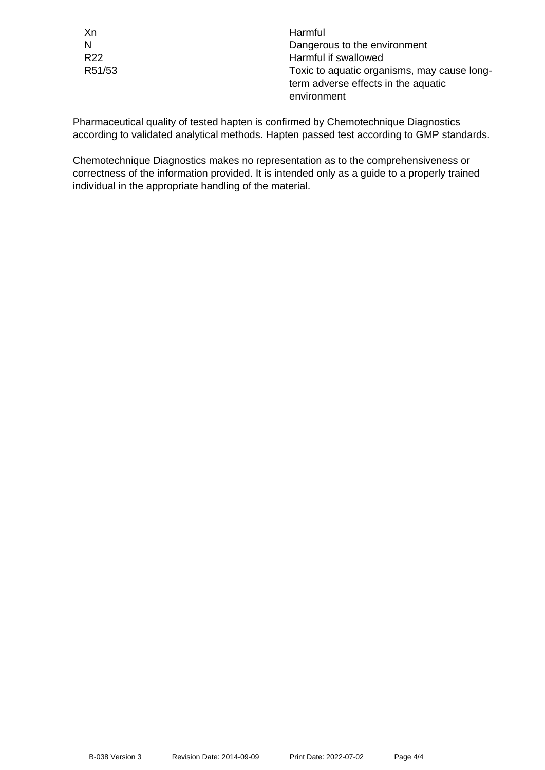| | |
|---|---|
| Xn | Harmful |
| N | Dangerous to the environment |
| R22 | Harmful if swallowed |
| R51/53 | Toxic to aquatic organisms, may cause long-term adverse effects in the aquatic environment |

Pharmaceutical quality of tested hapten is confirmed by Chemotechnique Diagnostics according to validated analytical methods. Hapten passed test according to GMP standards.

Chemotechnique Diagnostics makes no representation as to the comprehensiveness or correctness of the information provided. It is intended only as a guide to a properly trained individual in the appropriate handling of the material.